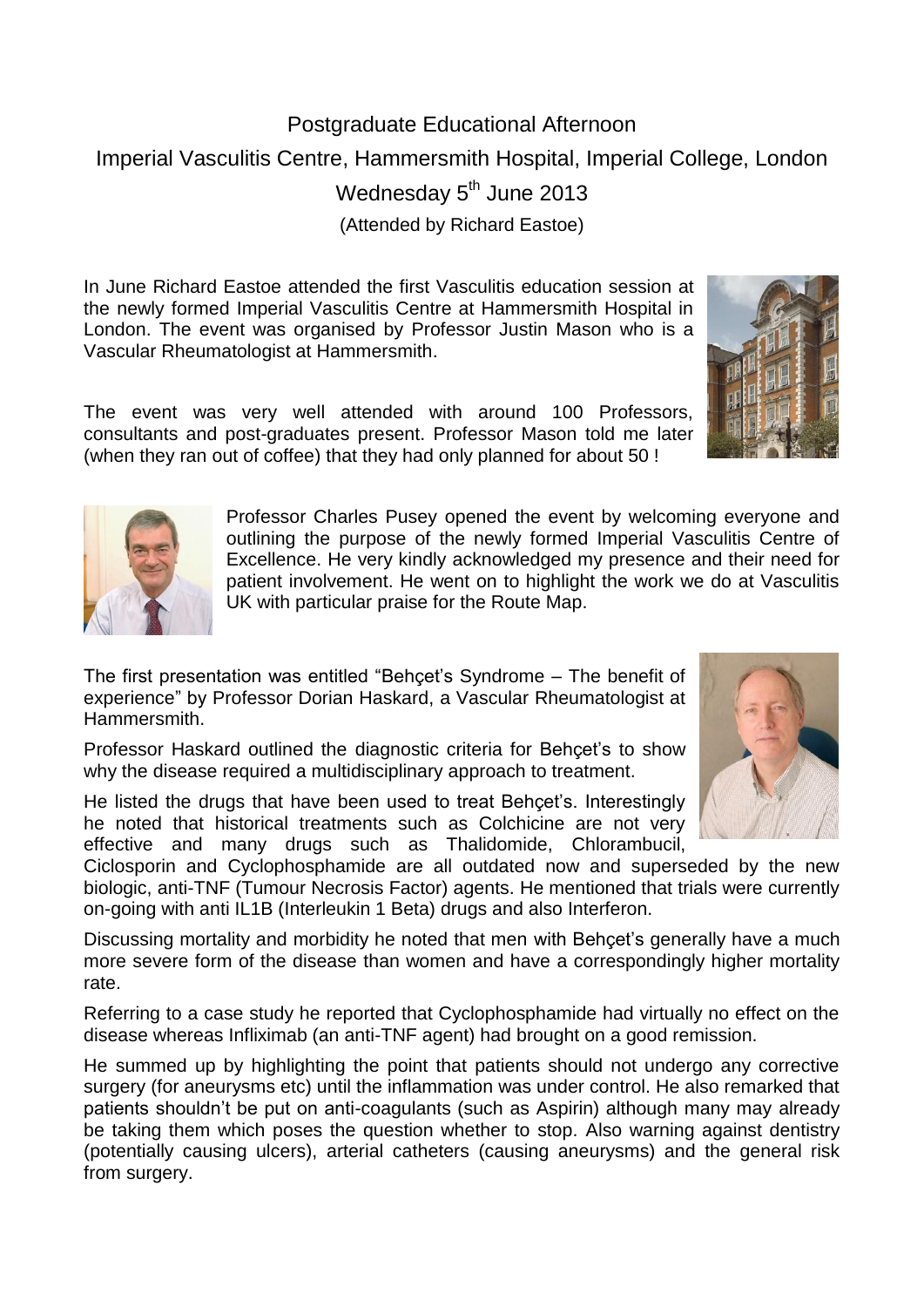# Postgraduate Educational Afternoon

## Imperial Vasculitis Centre, Hammersmith Hospital, Imperial College, London

## Wednesday 5th June 2013

(Attended by Richard Eastoe)

In June Richard Eastoe attended the first Vasculitis education session at the newly formed Imperial Vasculitis Centre at Hammersmith Hospital in London. The event was organised by Professor Justin Mason who is a Vascular Rheumatologist at Hammersmith.

The event was very well attended with around 100 Professors, consultants and post-graduates present. Professor Mason told me later (when they ran out of coffee) that they had only planned for about 50 !

Professor Charles Pusey opened the event by welcoming everyone and outlining the purpose of the newly formed Imperial Vasculitis Centre of Excellence. He very kindly acknowledged my presence and their need for patient involvement. He went on to highlight the work we do at Vasculitis UK with particular praise for the Route Map.

The first presentation was entitled "Behçet's Syndrome – The benefit of experience" by Professor Dorian Haskard, a Vascular Rheumatologist at Hammersmith.

Professor Haskard outlined the diagnostic criteria for Behçet's to show why the disease required a multidisciplinary approach to treatment.

He listed the drugs that have been used to treat Behçet's. Interestingly he noted that historical treatments such as Colchicine are not very effective and many drugs such as Thalidomide, Chlorambucil, Ciclosporin and Cyclophosphamide are all outdated now and superseded by the new biologic, anti-TNF (Tumour Necrosis Factor) agents. He mentioned that trials were currently on-going with anti IL1B (Interleukin 1 Beta) drugs and also Interferon.

Discussing mortality and morbidity he noted that men with Behçet's generally have a much more severe form of the disease than women and have a correspondingly higher mortality rate.

Referring to a case study he reported that Cyclophosphamide had virtually no effect on the disease whereas Infliximab (an anti-TNF agent) had brought on a good remission.

He summed up by highlighting the point that patients should not undergo any corrective surgery (for aneurysms etc) until the inflammation was under control. He also remarked that patients shouldn't be put on anti-coagulants (such as Aspirin) although many may already be taking them which poses the question whether to stop. Also warning against dentistry (potentially causing ulcers), arterial catheters (causing aneurysms) and the general risk from surgery.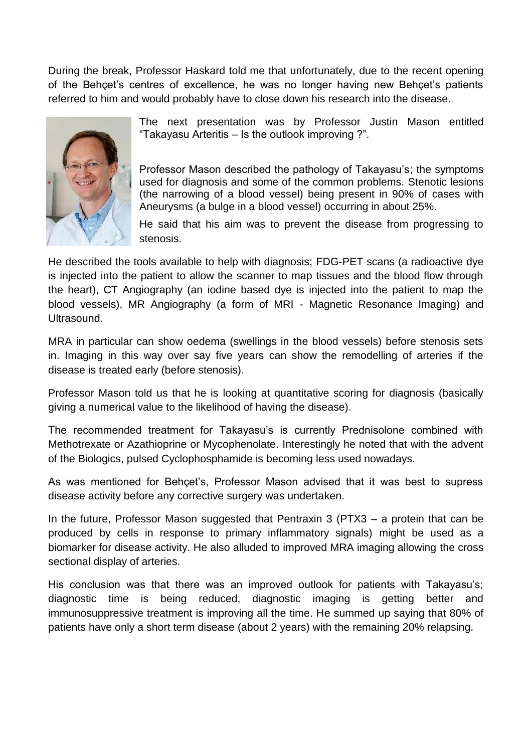During the break, Professor Haskard told me that unfortunately, due to the recent opening of the Behçet's centres of excellence, he was no longer having new Behçet's patients referred to him and would probably have to close down his research into the disease.

The next presentation was by Professor Justin Mason entitled "Takayasu Arteritis – Is the outlook improving ?".

Professor Mason described the pathology of Takayasu's; the symptoms used for diagnosis and some of the common problems. Stenotic lesions (the narrowing of a blood vessel) being present in 90% of cases with Aneurysms (a bulge in a blood vessel) occurring in about 25%.

He said that his aim was to prevent the disease from progressing to stenosis.

He described the tools available to help with diagnosis; FDG-PET scans (a radioactive dye is injected into the patient to allow the scanner to map tissues and the blood flow through the heart), CT Angiography (an iodine based dye is injected into the patient to map the blood vessels), MR Angiography (a form of MRI - Magnetic Resonance Imaging) and Ultrasound.

MRA in particular can show oedema (swellings in the blood vessels) before stenosis sets in. Imaging in this way over say five years can show the remodelling of arteries if the disease is treated early (before stenosis).

Professor Mason told us that he is looking at quantitative scoring for diagnosis (basically giving a numerical value to the likelihood of having the disease).

The recommended treatment for Takayasu's is currently Prednisolone combined with Methotrexate or Azathioprine or Mycophenolate. Interestingly he noted that with the advent of the Biologics, pulsed Cyclophosphamide is becoming less used nowadays.

As was mentioned for Behçet's, Professor Mason advised that it was best to supress disease activity before any corrective surgery was undertaken.

In the future, Professor Mason suggested that Pentraxin 3 (PTX3 – a protein that can be produced by cells in response to primary inflammatory signals) might be used as a biomarker for disease activity. He also alluded to improved MRA imaging allowing the cross sectional display of arteries.

His conclusion was that there was an improved outlook for patients with Takayasu's; diagnostic time is being reduced, diagnostic imaging is getting better and immunosuppressive treatment is improving all the time. He summed up saying that 80% of patients have only a short term disease (about 2 years) with the remaining 20% relapsing.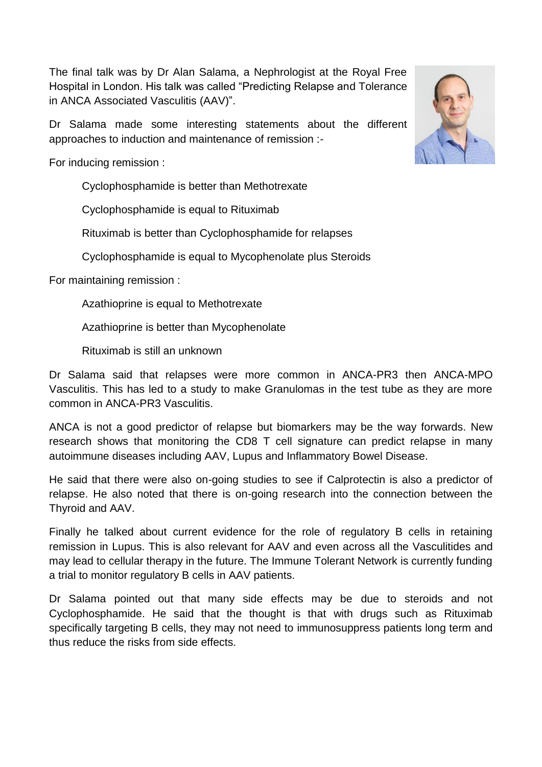The final talk was by Dr Alan Salama, a Nephrologist at the Royal Free Hospital in London. His talk was called "Predicting Relapse and Tolerance in ANCA Associated Vasculitis (AAV)".

Dr Salama made some interesting statements about the different approaches to induction and maintenance of remission :-

For inducing remission :

> Cyclophosphamide is better than Methotrexate
>
> Cyclophosphamide is equal to Rituximab
>
> Rituximab is better than Cyclophosphamide for relapses
>
> Cyclophosphamide is equal to Mycophenolate plus Steroids

For maintaining remission :

> Azathioprine is equal to Methotrexate
>
> Azathioprine is better than Mycophenolate
>
> Rituximab is still an unknown

Dr Salama said that relapses were more common in ANCA-PR3 then ANCA-MPO Vasculitis. This has led to a study to make Granulomas in the test tube as they are more common in ANCA-PR3 Vasculitis.

ANCA is not a good predictor of relapse but biomarkers may be the way forwards. New research shows that monitoring the CD8 T cell signature can predict relapse in many autoimmune diseases including AAV, Lupus and Inflammatory Bowel Disease.

He said that there were also on-going studies to see if Calprotectin is also a predictor of relapse. He also noted that there is on-going research into the connection between the Thyroid and AAV.

Finally he talked about current evidence for the role of regulatory B cells in retaining remission in Lupus. This is also relevant for AAV and even across all the Vasculitides and may lead to cellular therapy in the future. The Immune Tolerant Network is currently funding a trial to monitor regulatory B cells in AAV patients.

Dr Salama pointed out that many side effects may be due to steroids and not Cyclophosphamide. He said that the thought is that with drugs such as Rituximab specifically targeting B cells, they may not need to immunosuppress patients long term and thus reduce the risks from side effects.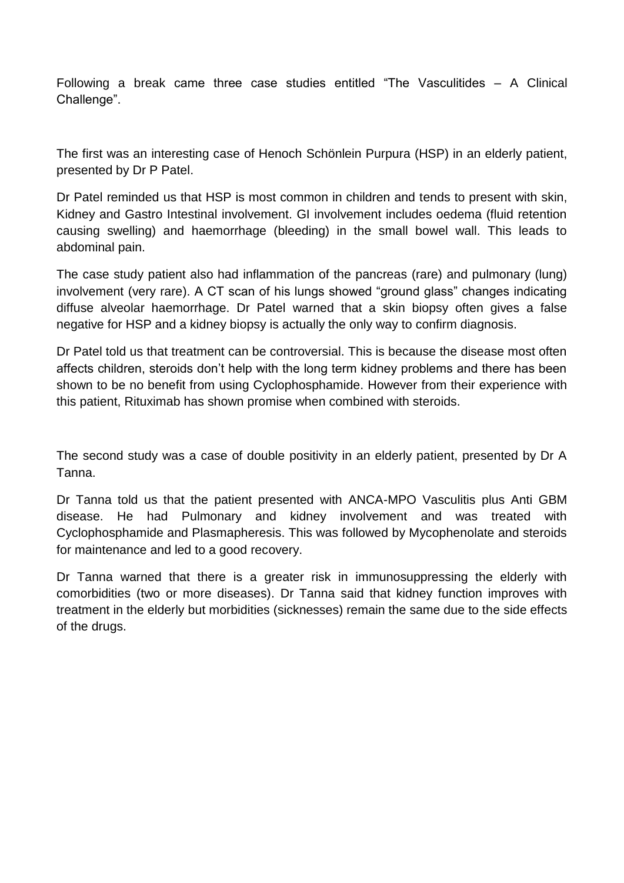Following a break came three case studies entitled “The Vasculitides – A Clinical Challenge”.

The first was an interesting case of Henoch Schönlein Purpura (HSP) in an elderly patient, presented by Dr P Patel.

Dr Patel reminded us that HSP is most common in children and tends to present with skin, Kidney and Gastro Intestinal involvement. GI involvement includes oedema (fluid retention causing swelling) and haemorrhage (bleeding) in the small bowel wall. This leads to abdominal pain.

The case study patient also had inflammation of the pancreas (rare) and pulmonary (lung) involvement (very rare). A CT scan of his lungs showed “ground glass” changes indicating diffuse alveolar haemorrhage. Dr Patel warned that a skin biopsy often gives a false negative for HSP and a kidney biopsy is actually the only way to confirm diagnosis.

Dr Patel told us that treatment can be controversial. This is because the disease most often affects children, steroids don’t help with the long term kidney problems and there has been shown to be no benefit from using Cyclophosphamide. However from their experience with this patient, Rituximab has shown promise when combined with steroids.

The second study was a case of double positivity in an elderly patient, presented by Dr A Tanna.

Dr Tanna told us that the patient presented with ANCA-MPO Vasculitis plus Anti GBM disease. He had Pulmonary and kidney involvement and was treated with Cyclophosphamide and Plasmapheresis. This was followed by Mycophenolate and steroids for maintenance and led to a good recovery.

Dr Tanna warned that there is a greater risk in immunosuppressing the elderly with comorbidities (two or more diseases). Dr Tanna said that kidney function improves with treatment in the elderly but morbidities (sicknesses) remain the same due to the side effects of the drugs.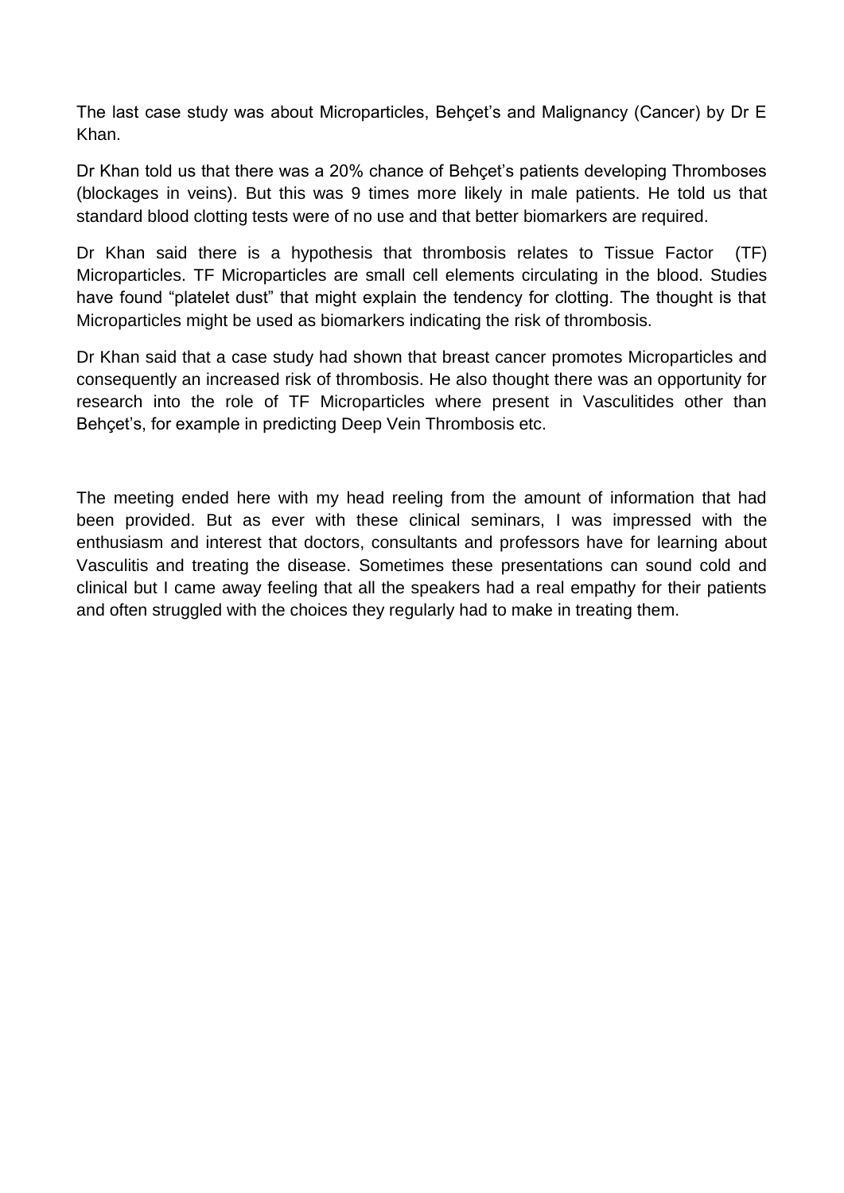The last case study was about Microparticles, Behçet's and Malignancy (Cancer) by Dr E Khan.

Dr Khan told us that there was a 20% chance of Behçet's patients developing Thromboses (blockages in veins). But this was 9 times more likely in male patients. He told us that standard blood clotting tests were of no use and that better biomarkers are required.

Dr Khan said there is a hypothesis that thrombosis relates to Tissue Factor (TF) Microparticles. TF Microparticles are small cell elements circulating in the blood. Studies have found "platelet dust" that might explain the tendency for clotting. The thought is that Microparticles might be used as biomarkers indicating the risk of thrombosis.

Dr Khan said that a case study had shown that breast cancer promotes Microparticles and consequently an increased risk of thrombosis. He also thought there was an opportunity for research into the role of TF Microparticles where present in Vasculitides other than Behçet's, for example in predicting Deep Vein Thrombosis etc.

The meeting ended here with my head reeling from the amount of information that had been provided. But as ever with these clinical seminars, I was impressed with the enthusiasm and interest that doctors, consultants and professors have for learning about Vasculitis and treating the disease. Sometimes these presentations can sound cold and clinical but I came away feeling that all the speakers had a real empathy for their patients and often struggled with the choices they regularly had to make in treating them.